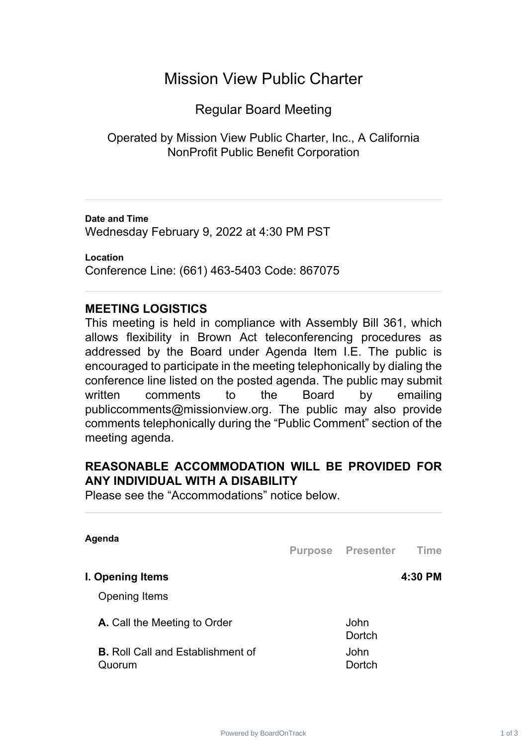# Mission View Public Charter

## Regular Board Meeting

Operated by Mission View Public Charter, Inc., A California NonProfit Public Benefit Corporation

---

**Date and Time**

Wednesday February 9, 2022 at 4:30 PM PST

**Location**

Conference Line: (661) 463-5403 Code: 867075

---

### MEETING LOGISTICS

This meeting is held in compliance with Assembly Bill 361, which allows flexibility in Brown Act teleconferencing procedures as addressed by the Board under Agenda Item I.E. The public is encouraged to participate in the meeting telephonically by dialing the conference line listed on the posted agenda. The public may submit written comments to the Board by emailing publiccomments@missionview.org. The public may also provide comments telephonically during the "Public Comment" section of the meeting agenda.

### REASONABLE ACCOMMODATION WILL BE PROVIDED FOR ANY INDIVIDUAL WITH A DISABILITY

Please see the "Accommodations" notice below.

---

**Agenda**

| | Purpose | Presenter | Time |
|---|---|---|---|
| **I. Opening Items** | | | **4:30 PM** |
| Opening Items | | | |
| **A.** Call the Meeting to Order | | John Dortch | |
| **B.** Roll Call and Establishment of Quorum | | John Dortch | |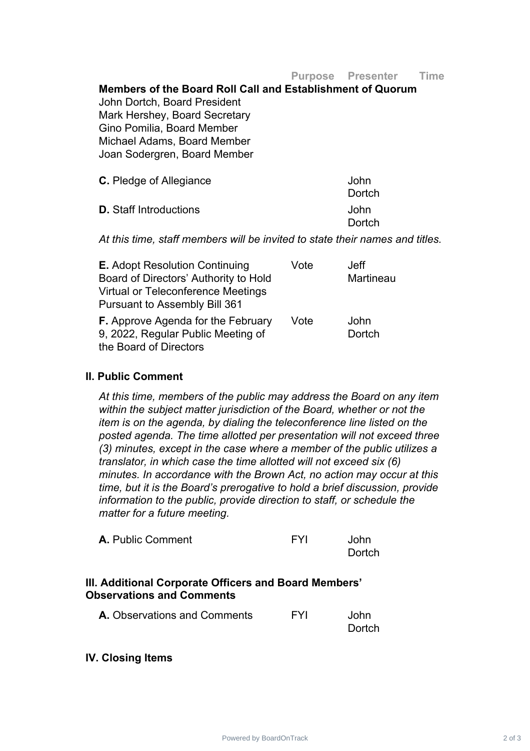| | Purpose | Presenter | Time |
|---|---|---|---|
| **Members of the Board Roll Call and Establishment of Quorum** | | | |

John Dortch, Board President
Mark Hershey, Board Secretary
Gino Pomilia, Board Member
Michael Adams, Board Member
Joan Sodergren, Board Member

| | Purpose | Presenter | Time |
|---|---|---|---|
| **C.** Pledge of Allegiance | | John Dortch | |
| **D.** Staff Introductions | | John Dortch | |

*At this time, staff members will be invited to state their names and titles.*

| | Purpose | Presenter | Time |
|---|---|---|---|
| **E.** Adopt Resolution Continuing Board of Directors' Authority to Hold Virtual or Teleconference Meetings Pursuant to Assembly Bill 361 | Vote | Jeff Martineau | |
| **F.** Approve Agenda for the February 9, 2022, Regular Public Meeting of the Board of Directors | Vote | John Dortch | |

## II. Public Comment

*At this time, members of the public may address the Board on any item within the subject matter jurisdiction of the Board, whether or not the item is on the agenda, by dialing the teleconference line listed on the posted agenda. The time allotted per presentation will not exceed three (3) minutes, except in the case where a member of the public utilizes a translator, in which case the time allotted will not exceed six (6) minutes. In accordance with the Brown Act, no action may occur at this time, but it is the Board's prerogative to hold a brief discussion, provide information to the public, provide direction to staff, or schedule the matter for a future meeting.*

| | Purpose | Presenter | Time |
|---|---|---|---|
| **A.** Public Comment | FYI | John Dortch | |

## III. Additional Corporate Officers and Board Members' Observations and Comments

| | Purpose | Presenter | Time |
|---|---|---|---|
| **A.** Observations and Comments | FYI | John Dortch | |

## IV. Closing Items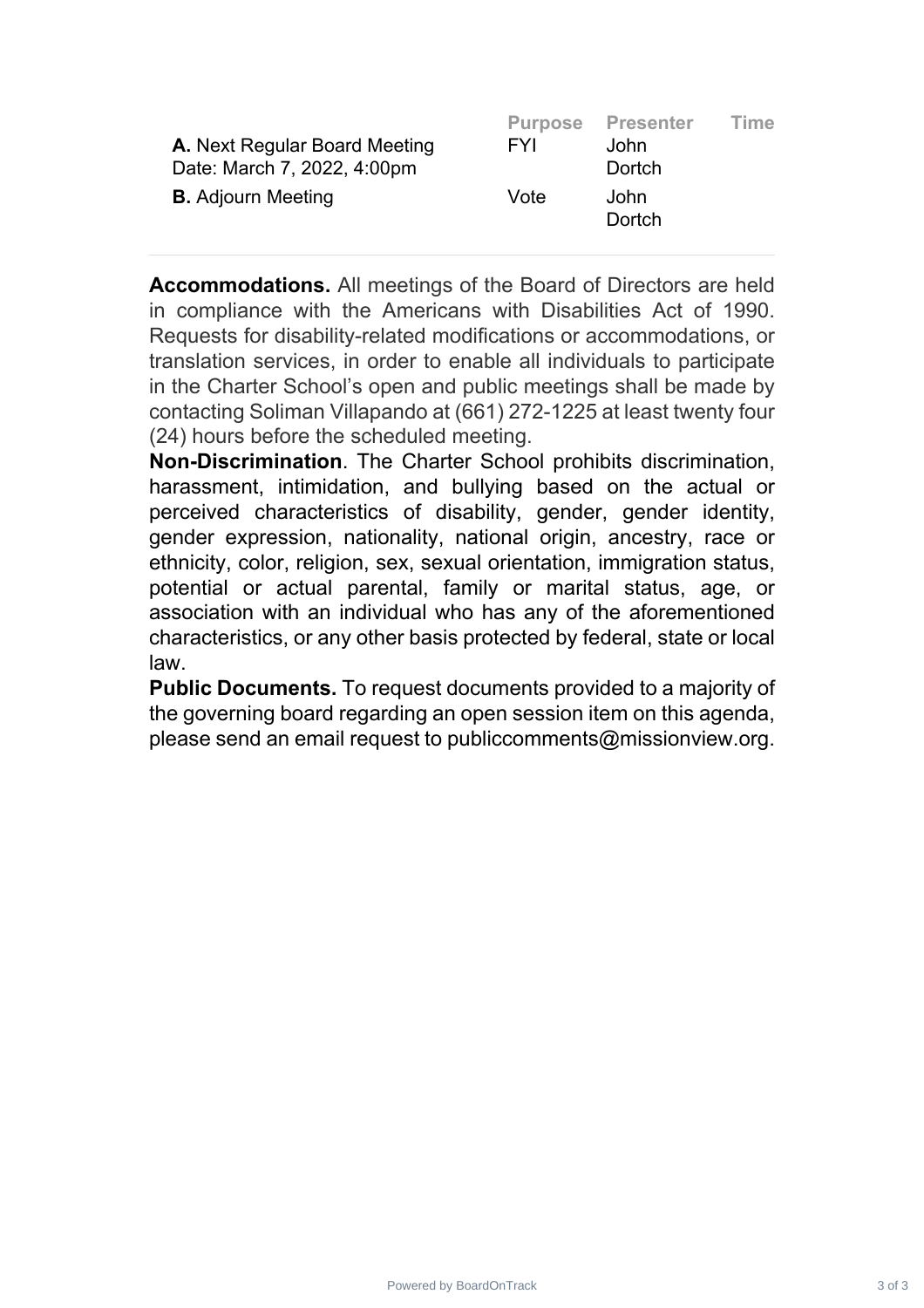| | Purpose | Presenter | Time |
|---|---|---|---|
| **A.** Next Regular Board Meeting<br>Date: March 7, 2022, 4:00pm | FYI | John Dortch | |
| **B.** Adjourn Meeting | Vote | John Dortch | |

**Accommodations.** All meetings of the Board of Directors are held in compliance with the Americans with Disabilities Act of 1990. Requests for disability-related modifications or accommodations, or translation services, in order to enable all individuals to participate in the Charter School's open and public meetings shall be made by contacting Soliman Villapando at (661) 272-1225 at least twenty four (24) hours before the scheduled meeting.

**Non-Discrimination**. The Charter School prohibits discrimination, harassment, intimidation, and bullying based on the actual or perceived characteristics of disability, gender, gender identity, gender expression, nationality, national origin, ancestry, race or ethnicity, color, religion, sex, sexual orientation, immigration status, potential or actual parental, family or marital status, age, or association with an individual who has any of the aforementioned characteristics, or any other basis protected by federal, state or local law.

**Public Documents.** To request documents provided to a majority of the governing board regarding an open session item on this agenda, please send an email request to publiccomments@missionview.org.